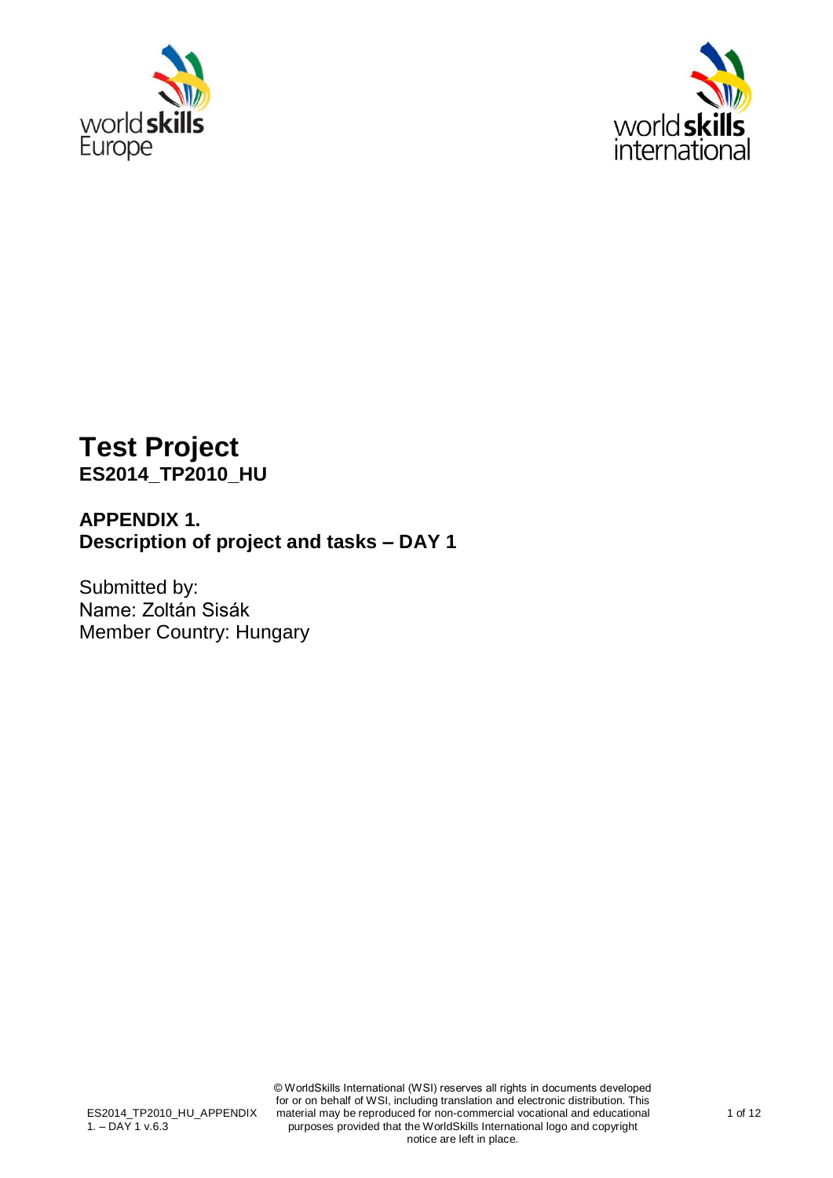# Test Project

**ES2014_TP2010_HU**

## APPENDIX 1.
## Description of project and tasks – DAY 1

Submitted by:
Name: Zoltán Sisák
Member Country: Hungary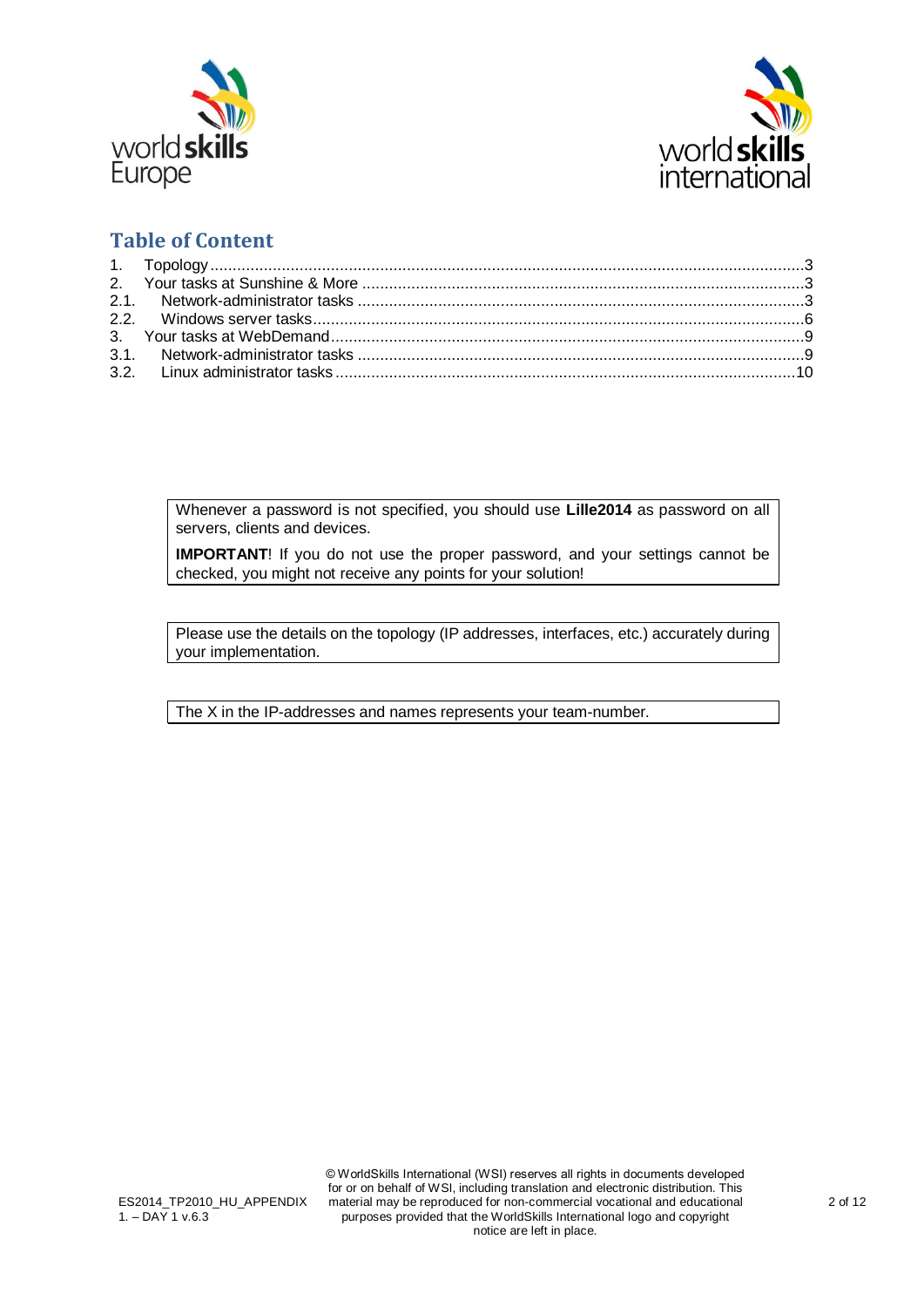## Table of Content

1. Topology ....................................................................................................3
2. Your tasks at Sunshine & More ..................................................................3
2.1. Network-administrator tasks ...................................................................3
2.2. Windows server tasks.............................................................................6
3. Your tasks at WebDemand.........................................................................9
3.1. Network-administrator tasks ...................................................................9
3.2. Linux administrator tasks......................................................................10

Whenever a password is not specified, you should use **Lille2014** as password on all servers, clients and devices.

**IMPORTANT**! If you do not use the proper password, and your settings cannot be checked, you might not receive any points for your solution!

Please use the details on the topology (IP addresses, interfaces, etc.) accurately during your implementation.

The X in the IP-addresses and names represents your team-number.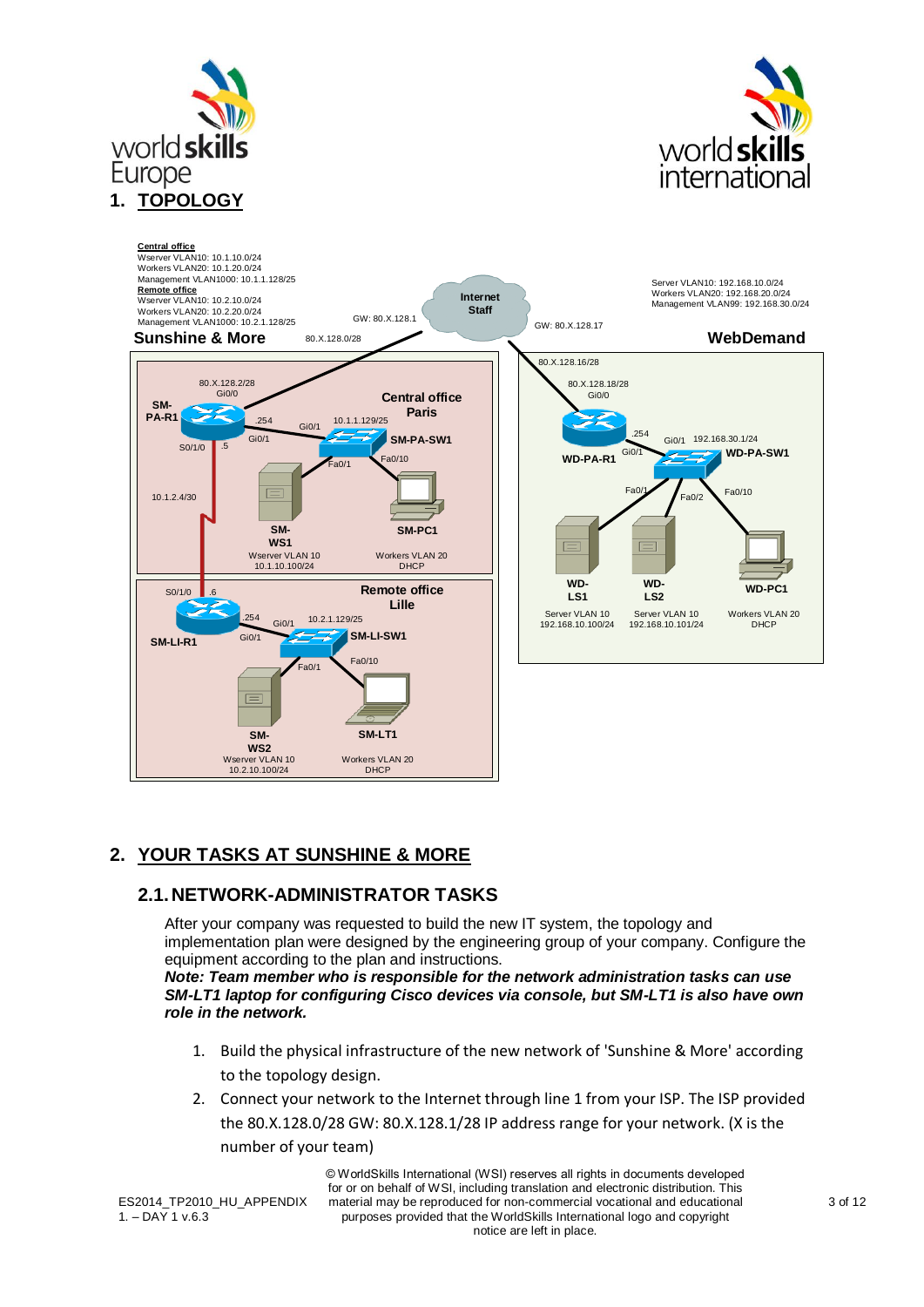# 1. TOPOLOGY

**Central office**
Wserver VLAN10: 10.1.10.0/24
Workers VLAN20: 10.1.20.0/24
Management VLAN1000: 10.1.1.128/25
**Remote office**
Wserver VLAN10: 10.2.10.0/24
Workers VLAN20: 10.2.20.0/24
Management VLAN1000: 10.2.1.128/25

Server VLAN10: 192.168.10.0/24
Workers VLAN20: 192.168.20.0/24
Management VLAN99: 192.168.30.0/24

## 2. YOUR TASKS AT SUNSHINE & MORE

### 2.1. NETWORK-ADMINISTRATOR TASKS

After your company was requested to build the new IT system, the topology and implementation plan were designed by the engineering group of your company. Configure the equipment according to the plan and instructions.

***Note: Team member who is responsible for the network administration tasks can use SM-LT1 laptop for configuring Cisco devices via console, but SM-LT1 is also have own role in the network.***

1. Build the physical infrastructure of the new network of 'Sunshine & More' according to the topology design.
2. Connect your network to the Internet through line 1 from your ISP. The ISP provided the 80.X.128.0/28 GW: 80.X.128.1/28 IP address range for your network. (X is the number of your team)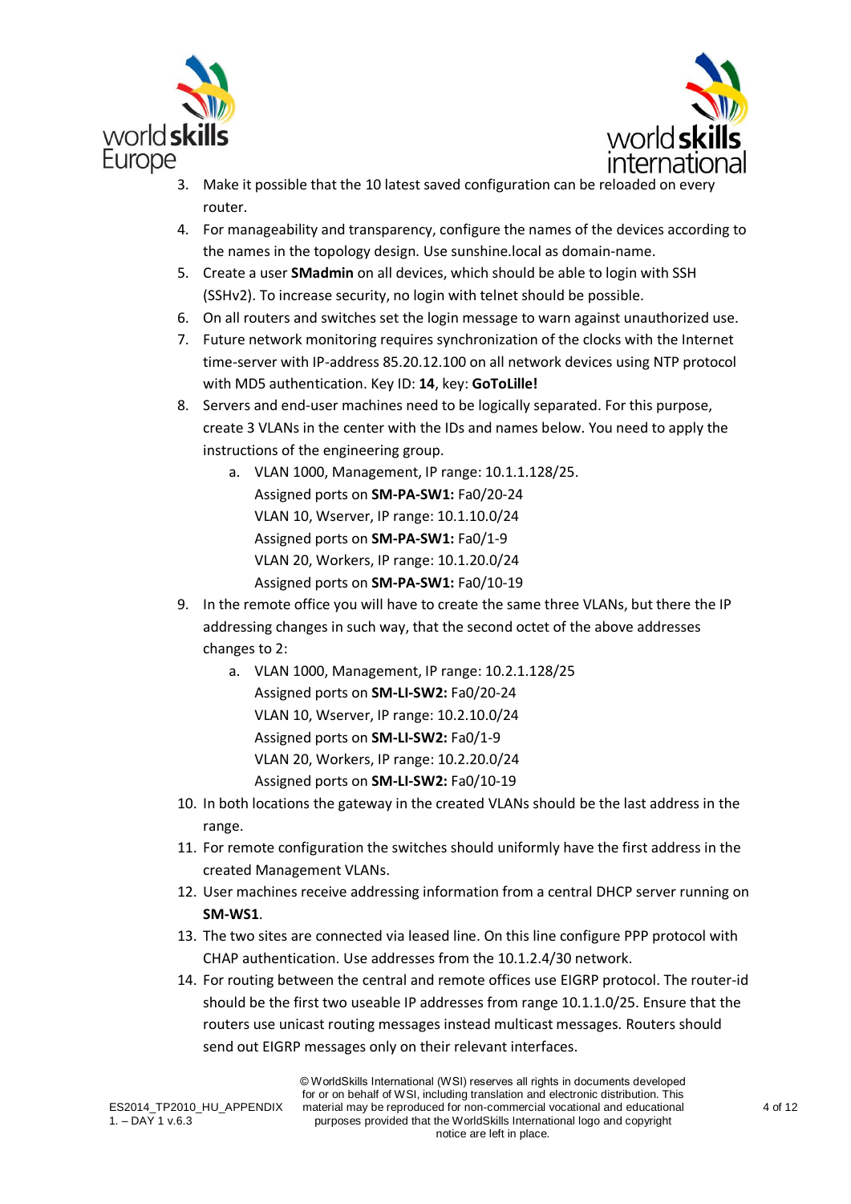3. Make it possible that the 10 latest saved configuration can be reloaded on every router.
4. For manageability and transparency, configure the names of the devices according to the names in the topology design. Use sunshine.local as domain-name.
5. Create a user **SMadmin** on all devices, which should be able to login with SSH (SSHv2). To increase security, no login with telnet should be possible.
6. On all routers and switches set the login message to warn against unauthorized use.
7. Future network monitoring requires synchronization of the clocks with the Internet time-server with IP-address 85.20.12.100 on all network devices using NTP protocol with MD5 authentication. Key ID: **14**, key: **GoToLille!**
8. Servers and end-user machines need to be logically separated. For this purpose, create 3 VLANs in the center with the IDs and names below. You need to apply the instructions of the engineering group.
    a. VLAN 1000, Management, IP range: 10.1.1.128/25.
       Assigned ports on **SM-PA-SW1:** Fa0/20-24
       VLAN 10, Wserver, IP range: 10.1.10.0/24
       Assigned ports on **SM-PA-SW1:** Fa0/1-9
       VLAN 20, Workers, IP range: 10.1.20.0/24
       Assigned ports on **SM-PA-SW1:** Fa0/10-19
9. In the remote office you will have to create the same three VLANs, but there the IP addressing changes in such way, that the second octet of the above addresses changes to 2:
    a. VLAN 1000, Management, IP range: 10.2.1.128/25
       Assigned ports on **SM-LI-SW2:** Fa0/20-24
       VLAN 10, Wserver, IP range: 10.2.10.0/24
       Assigned ports on **SM-LI-SW2:** Fa0/1-9
       VLAN 20, Workers, IP range: 10.2.20.0/24
       Assigned ports on **SM-LI-SW2:** Fa0/10-19
10. In both locations the gateway in the created VLANs should be the last address in the range.
11. For remote configuration the switches should uniformly have the first address in the created Management VLANs.
12. User machines receive addressing information from a central DHCP server running on **SM-WS1**.
13. The two sites are connected via leased line. On this line configure PPP protocol with CHAP authentication. Use addresses from the 10.1.2.4/30 network.
14. For routing between the central and remote offices use EIGRP protocol. The router-id should be the first two useable IP addresses from range 10.1.1.0/25. Ensure that the routers use unicast routing messages instead multicast messages. Routers should send out EIGRP messages only on their relevant interfaces.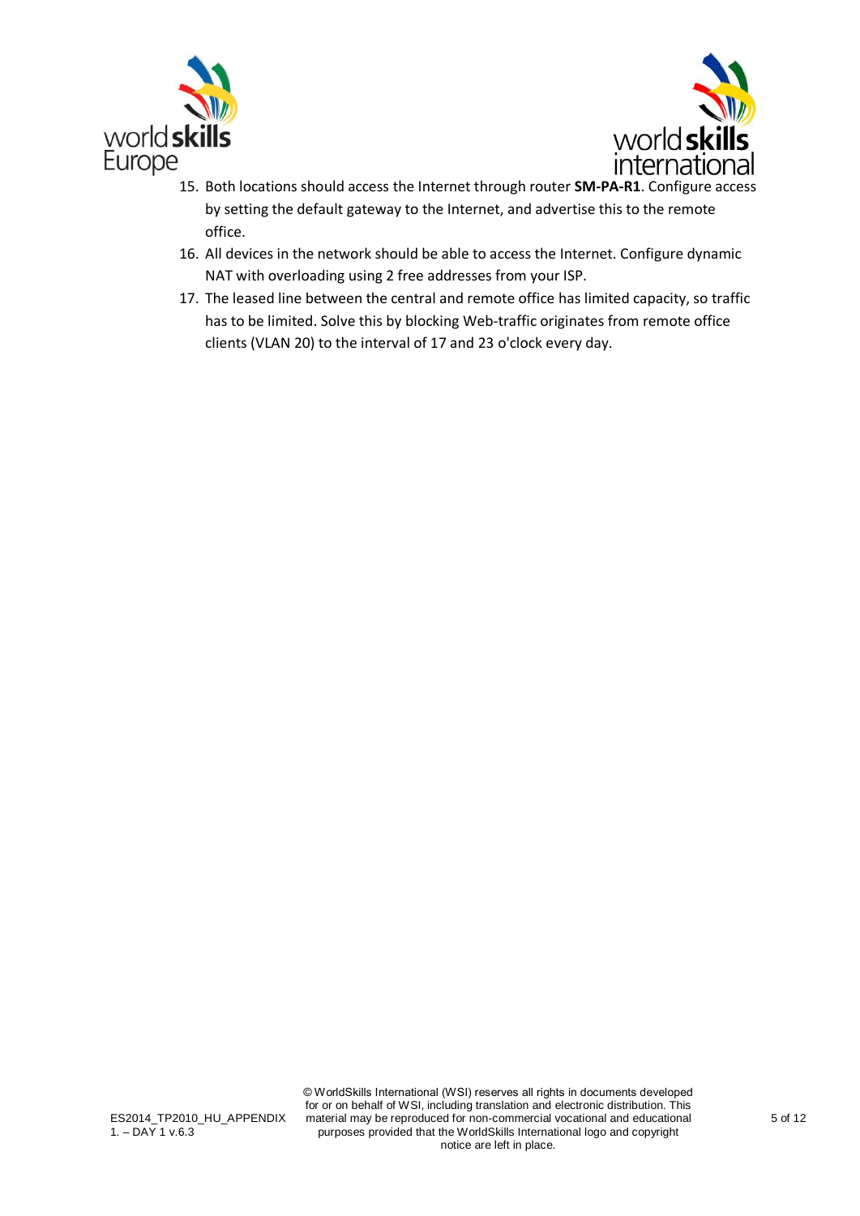15. Both locations should access the Internet through router **SM-PA-R1**. Configure access by setting the default gateway to the Internet, and advertise this to the remote office.
16. All devices in the network should be able to access the Internet. Configure dynamic NAT with overloading using 2 free addresses from your ISP.
17. The leased line between the central and remote office has limited capacity, so traffic has to be limited. Solve this by blocking Web-traffic originates from remote office clients (VLAN 20) to the interval of 17 and 23 o'clock every day.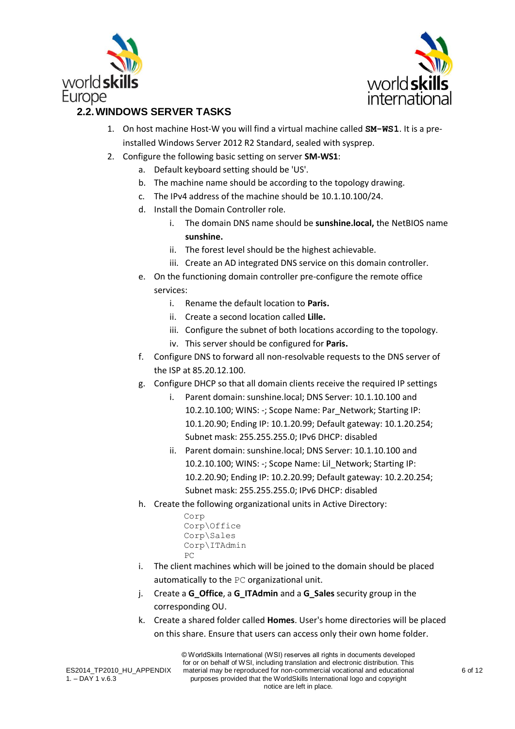## 2.2. WINDOWS SERVER TASKS

1. On host machine Host-W you will find a virtual machine called `SM-WS1`. It is a pre-installed Windows Server 2012 R2 Standard, sealed with sysprep.
2. Configure the following basic setting on server **SM-WS1**:
   a. Default keyboard setting should be 'US'.
   b. The machine name should be according to the topology drawing.
   c. The IPv4 address of the machine should be 10.1.10.100/24.
   d. Install the Domain Controller role.
      i. The domain DNS name should be **sunshine.local,** the NetBIOS name **sunshine.**
      ii. The forest level should be the highest achievable.
      iii. Create an AD integrated DNS service on this domain controller.
   e. On the functioning domain controller pre-configure the remote office services:
      i. Rename the default location to **Paris.**
      ii. Create a second location called **Lille.**
      iii. Configure the subnet of both locations according to the topology.
      iv. This server should be configured for **Paris.**
   f. Configure DNS to forward all non-resolvable requests to the DNS server of the ISP at 85.20.12.100.
   g. Configure DHCP so that all domain clients receive the required IP settings
      i. Parent domain: sunshine.local; DNS Server: 10.1.10.100 and 10.2.10.100; WINS: -; Scope Name: Par_Network; Starting IP: 10.1.20.90; Ending IP: 10.1.20.99; Default gateway: 10.1.20.254; Subnet mask: 255.255.255.0; IPv6 DHCP: disabled
      ii. Parent domain: sunshine.local; DNS Server: 10.1.10.100 and 10.2.10.100; WINS: -; Scope Name: Lil_Network; Starting IP: 10.2.20.90; Ending IP: 10.2.20.99; Default gateway: 10.2.20.254; Subnet mask: 255.255.255.0; IPv6 DHCP: disabled
   h. Create the following organizational units in Active Directory:
      ```
      Corp
      Corp\Office
      Corp\Sales
      Corp\ITAdmin
      PC
      ```
   i. The client machines which will be joined to the domain should be placed automatically to the `PC` organizational unit.
   j. Create a **G_Office**, a **G_ITAdmin** and a **G_Sales** security group in the corresponding OU.
   k. Create a shared folder called **Homes**. User's home directories will be placed on this share. Ensure that users can access only their own home folder.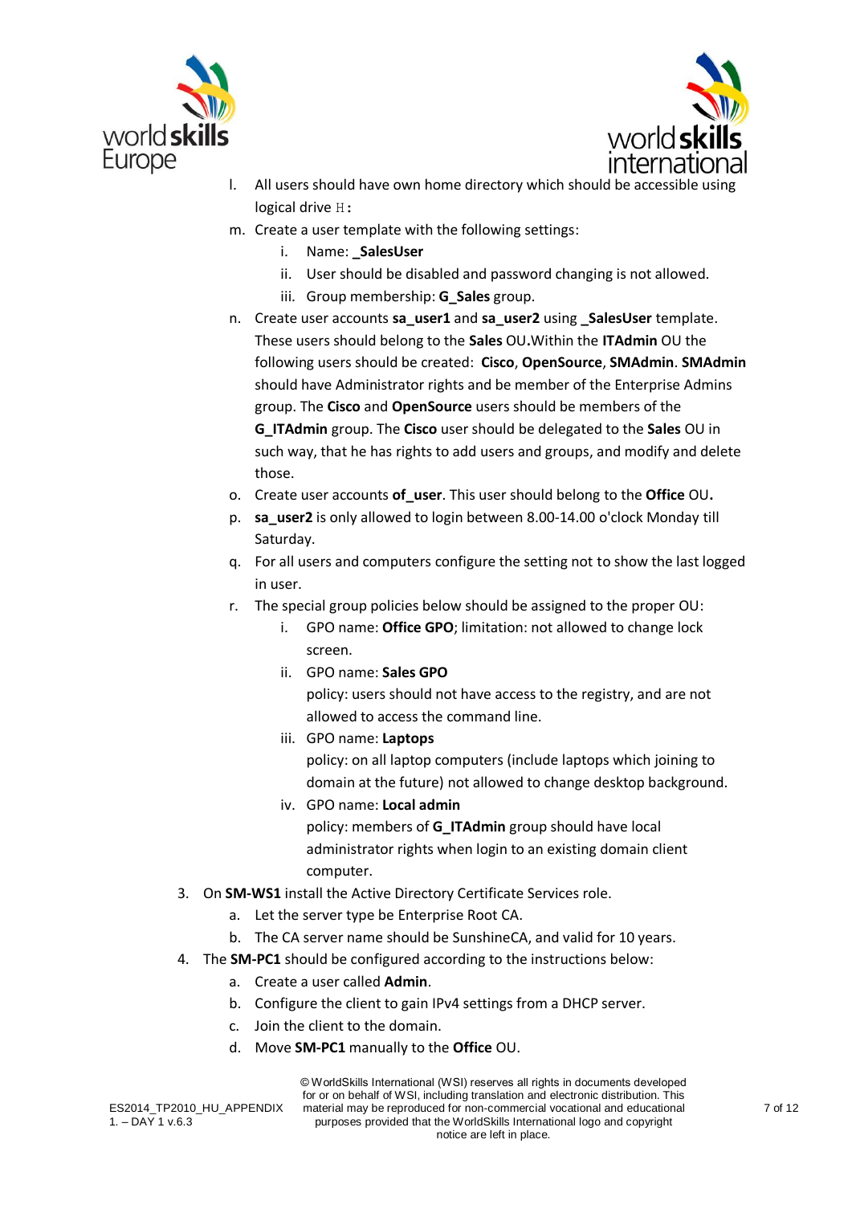l. All users should have own home directory which should be accessible using logical drive `H:`

m. Create a user template with the following settings:

   i. Name: **_SalesUser**

   ii. User should be disabled and password changing is not allowed.

   iii. Group membership: **G_Sales** group.

n. Create user accounts **sa_user1** and **sa_user2** using **_SalesUser** template. These users should belong to the **Sales** OU**.**Within the **ITAdmin** OU the following users should be created: **Cisco**, **OpenSource**, **SMAdmin**. **SMAdmin** should have Administrator rights and be member of the Enterprise Admins group. The **Cisco** and **OpenSource** users should be members of the **G_ITAdmin** group. The **Cisco** user should be delegated to the **Sales** OU in such way, that he has rights to add users and groups, and modify and delete those.

o. Create user accounts **of_user**. This user should belong to the **Office** OU**.**

p. **sa_user2** is only allowed to login between 8.00-14.00 o'clock Monday till Saturday.

q. For all users and computers configure the setting not to show the last logged in user.

r. The special group policies below should be assigned to the proper OU:

   i. GPO name: **Office GPO**; limitation: not allowed to change lock screen.

   ii. GPO name: **Sales GPO**
   policy: users should not have access to the registry, and are not allowed to access the command line.

   iii. GPO name: **Laptops**
   policy: on all laptop computers (include laptops which joining to domain at the future) not allowed to change desktop background.

   iv. GPO name: **Local admin**
   policy: members of **G_ITAdmin** group should have local administrator rights when login to an existing domain client computer.

3. On **SM-WS1** install the Active Directory Certificate Services role.

   a. Let the server type be Enterprise Root CA.

   b. The CA server name should be SunshineCA, and valid for 10 years.

4. The **SM-PC1** should be configured according to the instructions below:

   a. Create a user called **Admin**.

   b. Configure the client to gain IPv4 settings from a DHCP server.

   c. Join the client to the domain.

   d. Move **SM-PC1** manually to the **Office** OU.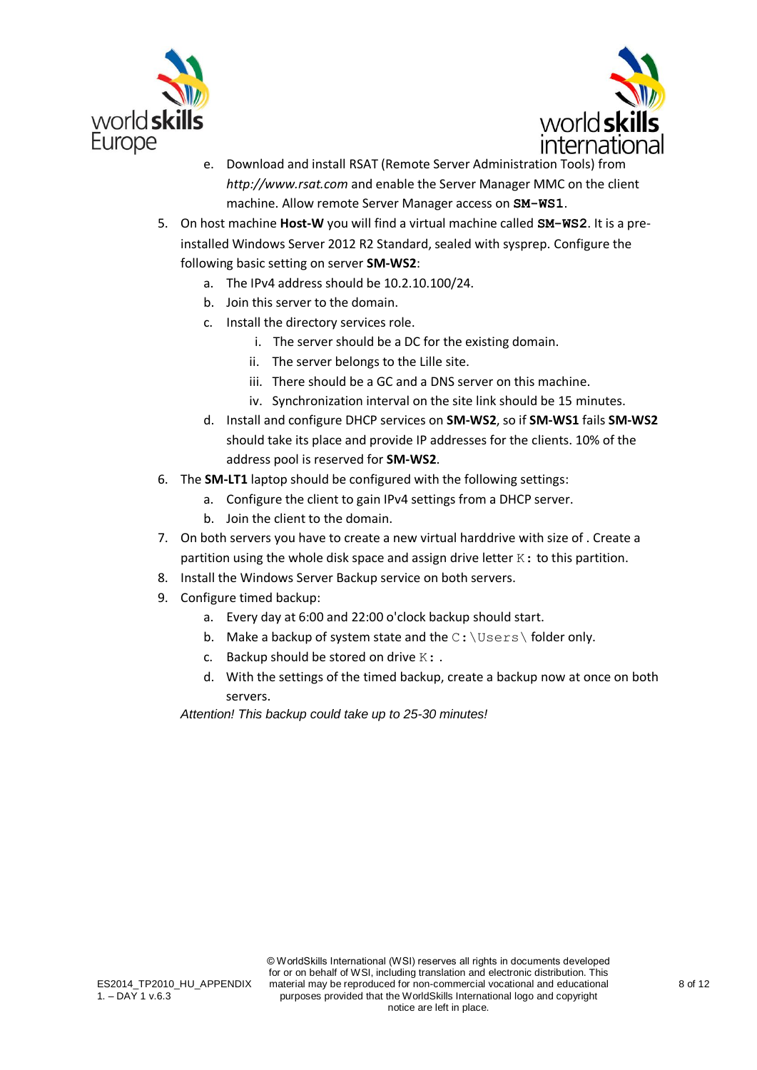e. Download and install RSAT (Remote Server Administration Tools) from *http://www.rsat.com* and enable the Server Manager MMC on the client machine. Allow remote Server Manager access on **SM-WS1**.

5. On host machine **Host-W** you will find a virtual machine called **SM-WS2**. It is a pre-installed Windows Server 2012 R2 Standard, sealed with sysprep. Configure the following basic setting on server **SM-WS2**:
   a. The IPv4 address should be 10.2.10.100/24.
   b. Join this server to the domain.
   c. Install the directory services role.
      i. The server should be a DC for the existing domain.
      ii. The server belongs to the Lille site.
      iii. There should be a GC and a DNS server on this machine.
      iv. Synchronization interval on the site link should be 15 minutes.
   d. Install and configure DHCP services on **SM-WS2**, so if **SM-WS1** fails **SM-WS2** should take its place and provide IP addresses for the clients. 10% of the address pool is reserved for **SM-WS2**.
6. The **SM-LT1** laptop should be configured with the following settings:
   a. Configure the client to gain IPv4 settings from a DHCP server.
   b. Join the client to the domain.
7. On both servers you have to create a new virtual harddrive with size of . Create a partition using the whole disk space and assign drive letter `K:` to this partition.
8. Install the Windows Server Backup service on both servers.
9. Configure timed backup:
   a. Every day at 6:00 and 22:00 o'clock backup should start.
   b. Make a backup of system state and the `C:\Users\` folder only.
   c. Backup should be stored on drive `K:`.
   d. With the settings of the timed backup, create a backup now at once on both servers.

*Attention! This backup could take up to 25-30 minutes!*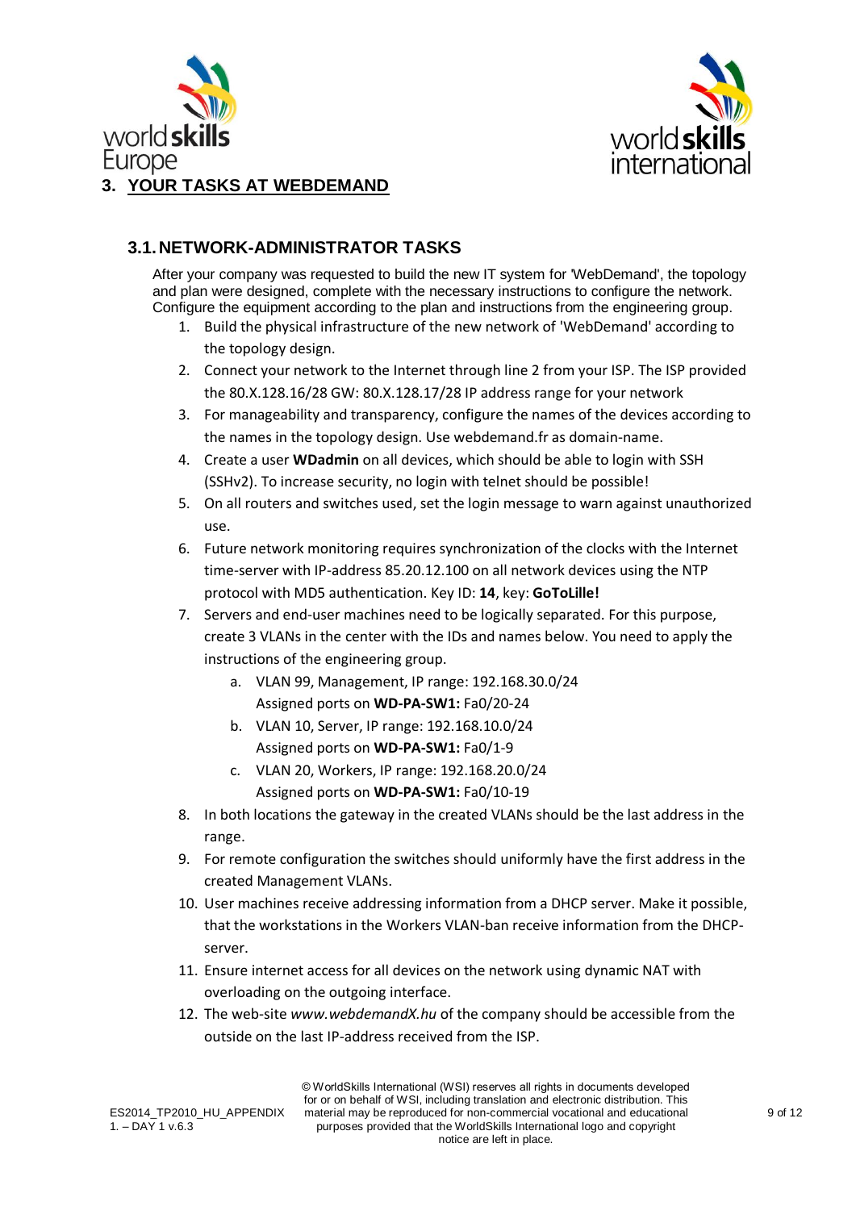# 3. YOUR TASKS AT WEBDEMAND

## 3.1. NETWORK-ADMINISTRATOR TASKS

After your company was requested to build the new IT system for 'WebDemand', the topology and plan were designed, complete with the necessary instructions to configure the network. Configure the equipment according to the plan and instructions from the engineering group.

1. Build the physical infrastructure of the new network of 'WebDemand' according to the topology design.
2. Connect your network to the Internet through line 2 from your ISP. The ISP provided the 80.X.128.16/28 GW: 80.X.128.17/28 IP address range for your network
3. For manageability and transparency, configure the names of the devices according to the names in the topology design. Use webdemand.fr as domain-name.
4. Create a user **WDadmin** on all devices, which should be able to login with SSH (SSHv2). To increase security, no login with telnet should be possible!
5. On all routers and switches used, set the login message to warn against unauthorized use.
6. Future network monitoring requires synchronization of the clocks with the Internet time-server with IP-address 85.20.12.100 on all network devices using the NTP protocol with MD5 authentication. Key ID: **14**, key: **GoToLille!**
7. Servers and end-user machines need to be logically separated. For this purpose, create 3 VLANs in the center with the IDs and names below. You need to apply the instructions of the engineering group.
   a. VLAN 99, Management, IP range: 192.168.30.0/24
      Assigned ports on **WD-PA-SW1:** Fa0/20-24
   b. VLAN 10, Server, IP range: 192.168.10.0/24
      Assigned ports on **WD-PA-SW1:** Fa0/1-9
   c. VLAN 20, Workers, IP range: 192.168.20.0/24
      Assigned ports on **WD-PA-SW1:** Fa0/10-19
8. In both locations the gateway in the created VLANs should be the last address in the range.
9. For remote configuration the switches should uniformly have the first address in the created Management VLANs.
10. User machines receive addressing information from a DHCP server. Make it possible, that the workstations in the Workers VLAN-ban receive information from the DHCP-server.
11. Ensure internet access for all devices on the network using dynamic NAT with overloading on the outgoing interface.
12. The web-site *www.webdemandX.hu* of the company should be accessible from the outside on the last IP-address received from the ISP.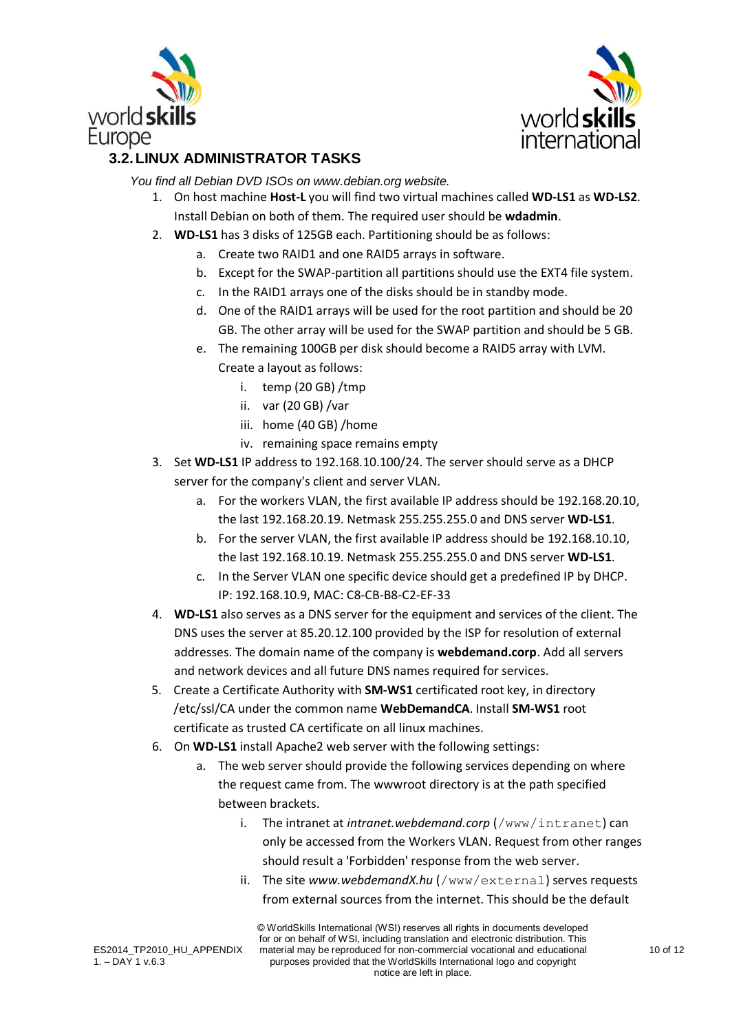## 3.2. LINUX ADMINISTRATOR TASKS

*You find all Debian DVD ISOs on www.debian.org website.*

1. On host machine **Host-L** you will find two virtual machines called **WD-LS1** as **WD-LS2**. Install Debian on both of them. The required user should be **wdadmin**.
2. **WD-LS1** has 3 disks of 125GB each. Partitioning should be as follows:
   a. Create two RAID1 and one RAID5 arrays in software.
   b. Except for the SWAP-partition all partitions should use the EXT4 file system.
   c. In the RAID1 arrays one of the disks should be in standby mode.
   d. One of the RAID1 arrays will be used for the root partition and should be 20 GB. The other array will be used for the SWAP partition and should be 5 GB.
   e. The remaining 100GB per disk should become a RAID5 array with LVM. Create a layout as follows:
      i. temp (20 GB) /tmp
      ii. var (20 GB) /var
      iii. home (40 GB) /home
      iv. remaining space remains empty
3. Set **WD-LS1** IP address to 192.168.10.100/24. The server should serve as a DHCP server for the company's client and server VLAN.
   a. For the workers VLAN, the first available IP address should be 192.168.20.10, the last 192.168.20.19. Netmask 255.255.255.0 and DNS server **WD-LS1**.
   b. For the server VLAN, the first available IP address should be 192.168.10.10, the last 192.168.10.19. Netmask 255.255.255.0 and DNS server **WD-LS1**.
   c. In the Server VLAN one specific device should get a predefined IP by DHCP. IP: 192.168.10.9, MAC: C8-CB-B8-C2-EF-33
4. **WD-LS1** also serves as a DNS server for the equipment and services of the client. The DNS uses the server at 85.20.12.100 provided by the ISP for resolution of external addresses. The domain name of the company is **webdemand.corp**. Add all servers and network devices and all future DNS names required for services.
5. Create a Certificate Authority with **SM-WS1** certificated root key, in directory /etc/ssl/CA under the common name **WebDemandCA**. Install **SM-WS1** root certificate as trusted CA certificate on all linux machines.
6. On **WD-LS1** install Apache2 web server with the following settings:
   a. The web server should provide the following services depending on where the request came from. The wwwroot directory is at the path specified between brackets.
      i. The intranet at *intranet.webdemand.corp* (`/www/intranet`) can only be accessed from the Workers VLAN. Request from other ranges should result a 'Forbidden' response from the web server.
      ii. The site *www.webdemandX.hu* (`/www/external`) serves requests from external sources from the internet. This should be the default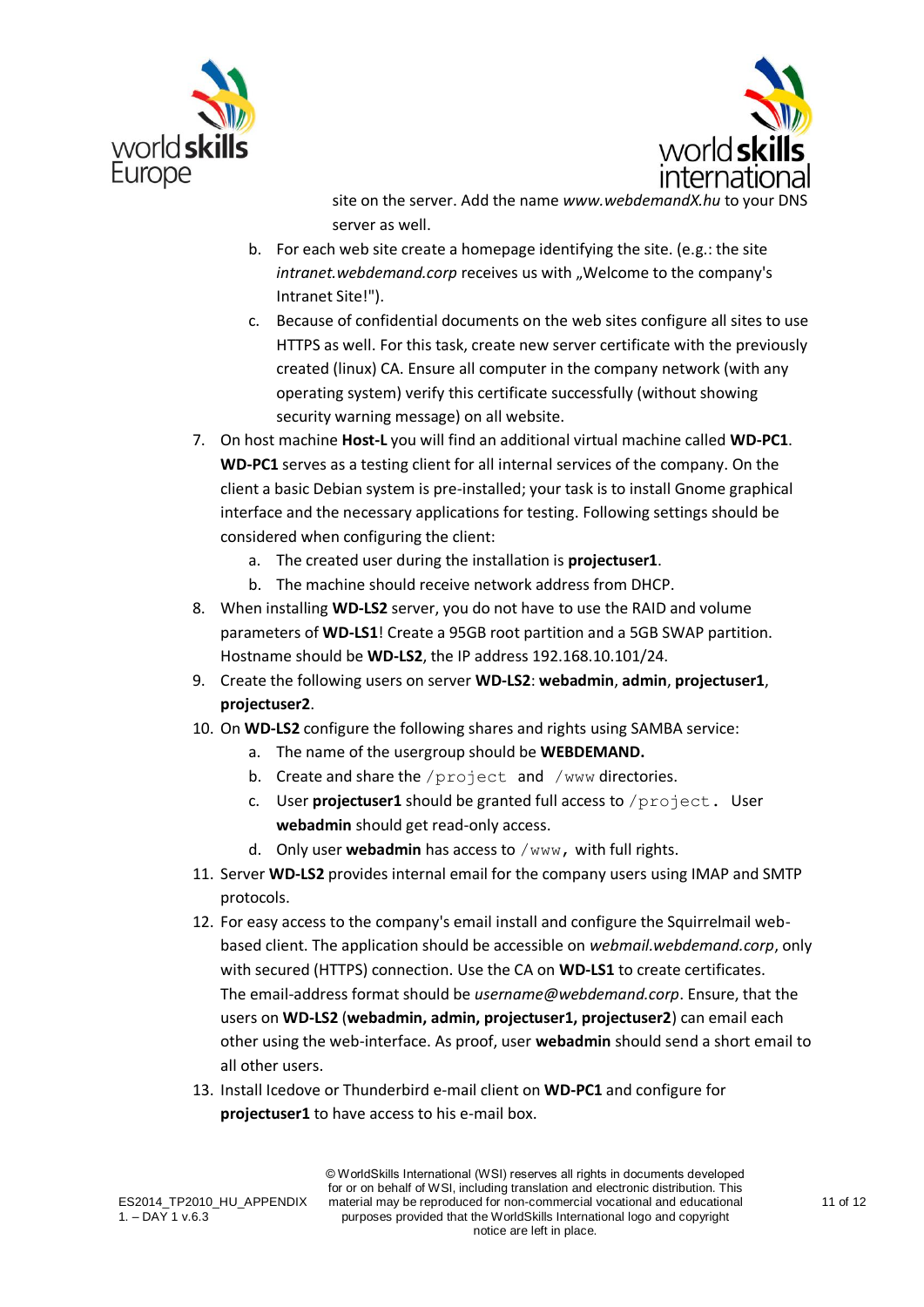site on the server. Add the name *www.webdemandX.hu* to your DNS server as well.

   b. For each web site create a homepage identifying the site. (e.g.: the site *intranet.webdemand.corp* receives us with „Welcome to the company's Intranet Site!").

   c. Because of confidential documents on the web sites configure all sites to use HTTPS as well. For this task, create new server certificate with the previously created (linux) CA. Ensure all computer in the company network (with any operating system) verify this certificate successfully (without showing security warning message) on all website.

7. On host machine **Host-L** you will find an additional virtual machine called **WD-PC1**. **WD-PC1** serves as a testing client for all internal services of the company. On the client a basic Debian system is pre-installed; your task is to install Gnome graphical interface and the necessary applications for testing. Following settings should be considered when configuring the client:
   a. The created user during the installation is **projectuser1**.
   b. The machine should receive network address from DHCP.
8. When installing **WD-LS2** server, you do not have to use the RAID and volume parameters of **WD-LS1**! Create a 95GB root partition and a 5GB SWAP partition. Hostname should be **WD-LS2**, the IP address 192.168.10.101/24.
9. Create the following users on server **WD-LS2**: **webadmin**, **admin**, **projectuser1**, **projectuser2**.
10. On **WD-LS2** configure the following shares and rights using SAMBA service:
    a. The name of the usergroup should be **WEBDEMAND.**
    b. Create and share the `/project` and `/www` directories.
    c. User **projectuser1** should be granted full access to `/project`. User **webadmin** should get read-only access.
    d. Only user **webadmin** has access to `/www`, with full rights.
11. Server **WD-LS2** provides internal email for the company users using IMAP and SMTP protocols.
12. For easy access to the company's email install and configure the Squirrelmail web-based client. The application should be accessible on *webmail.webdemand.corp*, only with secured (HTTPS) connection. Use the CA on **WD-LS1** to create certificates. The email-address format should be *username@webdemand.corp*. Ensure, that the users on **WD-LS2** (**webadmin, admin, projectuser1, projectuser2**) can email each other using the web-interface. As proof, user **webadmin** should send a short email to all other users.
13. Install Icedove or Thunderbird e-mail client on **WD-PC1** and configure for **projectuser1** to have access to his e-mail box.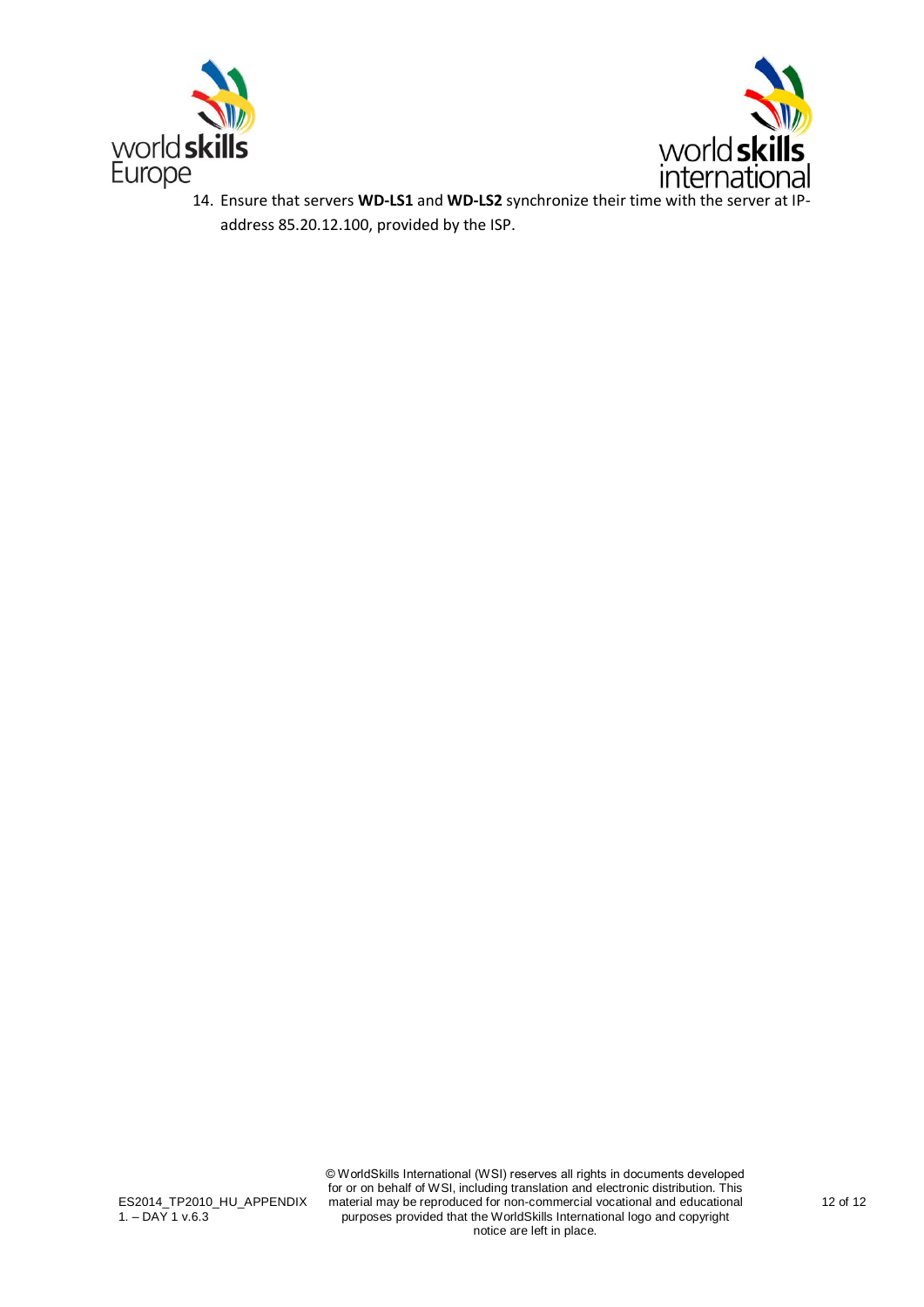14. Ensure that servers **WD-LS1** and **WD-LS2** synchronize their time with the server at IP-address 85.20.12.100, provided by the ISP.